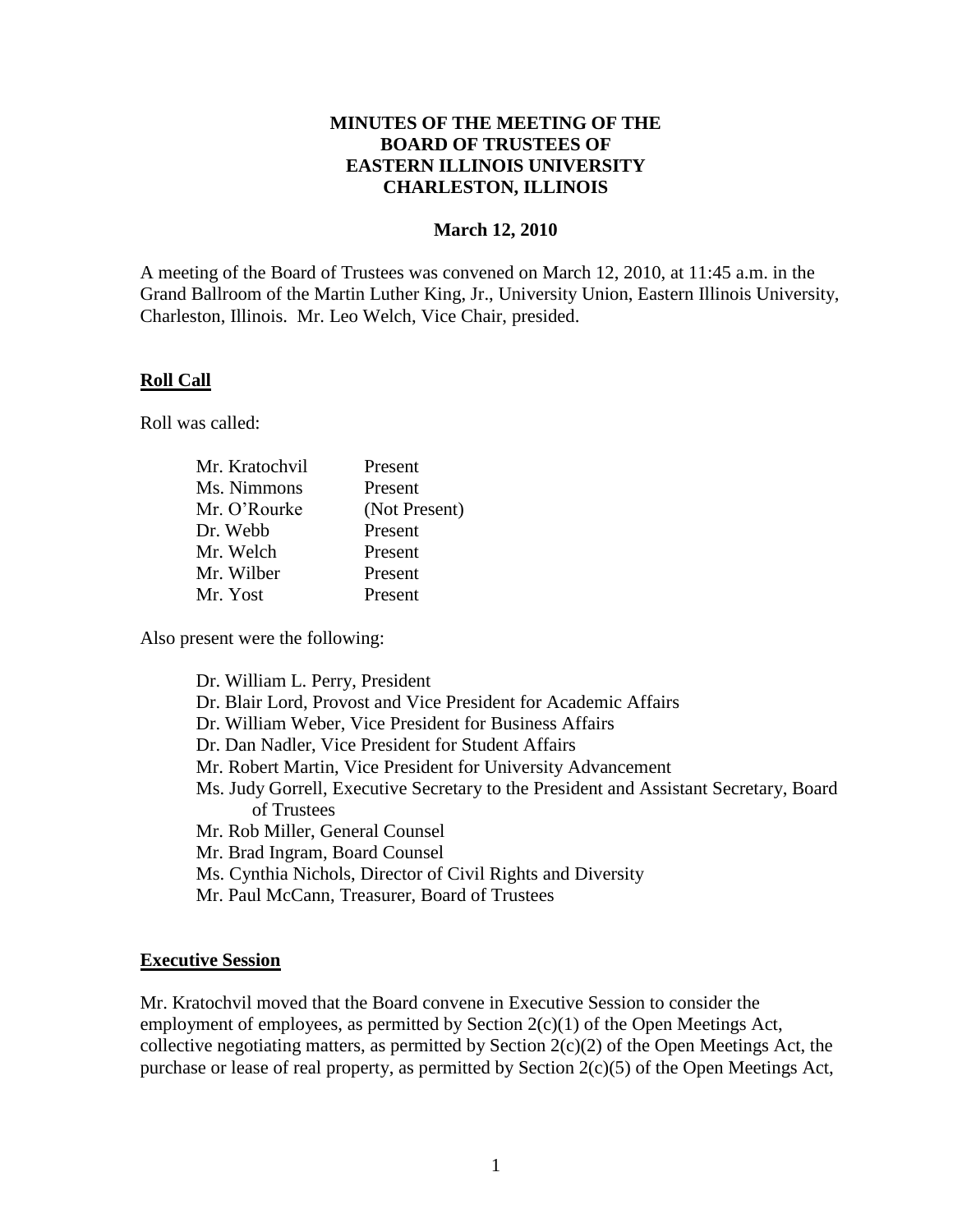# MINUTES OF THE MEETING OF THE BOARD OF TRUSTEES OF EASTERN ILLINOIS UNIVERSITY CHARLESTON, ILLINOIS

**March 12, 2010**

A meeting of the Board of Trustees was convened on March 12, 2010, at 11:45 a.m. in the Grand Ballroom of the Martin Luther King, Jr., University Union, Eastern Illinois University, Charleston, Illinois. Mr. Leo Welch, Vice Chair, presided.

## Roll Call

Roll was called:

| | |
|---|---|
| Mr. Kratochvil | Present |
| Ms. Nimmons | Present |
| Mr. O'Rourke | (Not Present) |
| Dr. Webb | Present |
| Mr. Welch | Present |
| Mr. Wilber | Present |
| Mr. Yost | Present |

Also present were the following:

- Dr. William L. Perry, President
- Dr. Blair Lord, Provost and Vice President for Academic Affairs
- Dr. William Weber, Vice President for Business Affairs
- Dr. Dan Nadler, Vice President for Student Affairs
- Mr. Robert Martin, Vice President for University Advancement
- Ms. Judy Gorrell, Executive Secretary to the President and Assistant Secretary, Board of Trustees
- Mr. Rob Miller, General Counsel
- Mr. Brad Ingram, Board Counsel
- Ms. Cynthia Nichols, Director of Civil Rights and Diversity
- Mr. Paul McCann, Treasurer, Board of Trustees

## Executive Session

Mr. Kratochvil moved that the Board convene in Executive Session to consider the employment of employees, as permitted by Section 2(c)(1) of the Open Meetings Act, collective negotiating matters, as permitted by Section 2(c)(2) of the Open Meetings Act, the purchase or lease of real property, as permitted by Section 2(c)(5) of the Open Meetings Act,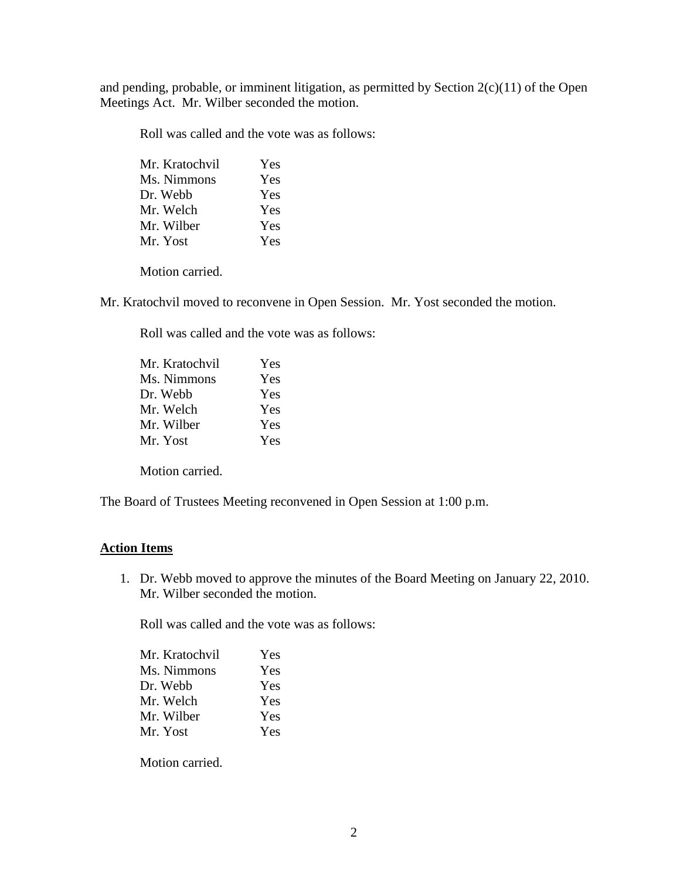and pending, probable, or imminent litigation, as permitted by Section 2(c)(11) of the Open Meetings Act. Mr. Wilber seconded the motion.

Roll was called and the vote was as follows:

| | |
|---|---|
| Mr. Kratochvil | Yes |
| Ms. Nimmons | Yes |
| Dr. Webb | Yes |
| Mr. Welch | Yes |
| Mr. Wilber | Yes |
| Mr. Yost | Yes |

Motion carried.

Mr. Kratochvil moved to reconvene in Open Session. Mr. Yost seconded the motion.

Roll was called and the vote was as follows:

| | |
|---|---|
| Mr. Kratochvil | Yes |
| Ms. Nimmons | Yes |
| Dr. Webb | Yes |
| Mr. Welch | Yes |
| Mr. Wilber | Yes |
| Mr. Yost | Yes |

Motion carried.

The Board of Trustees Meeting reconvened in Open Session at 1:00 p.m.

**Action Items**

1. Dr. Webb moved to approve the minutes of the Board Meeting on January 22, 2010. Mr. Wilber seconded the motion.

   Roll was called and the vote was as follows:

   | | |
   |---|---|
   | Mr. Kratochvil | Yes |
   | Ms. Nimmons | Yes |
   | Dr. Webb | Yes |
   | Mr. Welch | Yes |
   | Mr. Wilber | Yes |
   | Mr. Yost | Yes |

   Motion carried.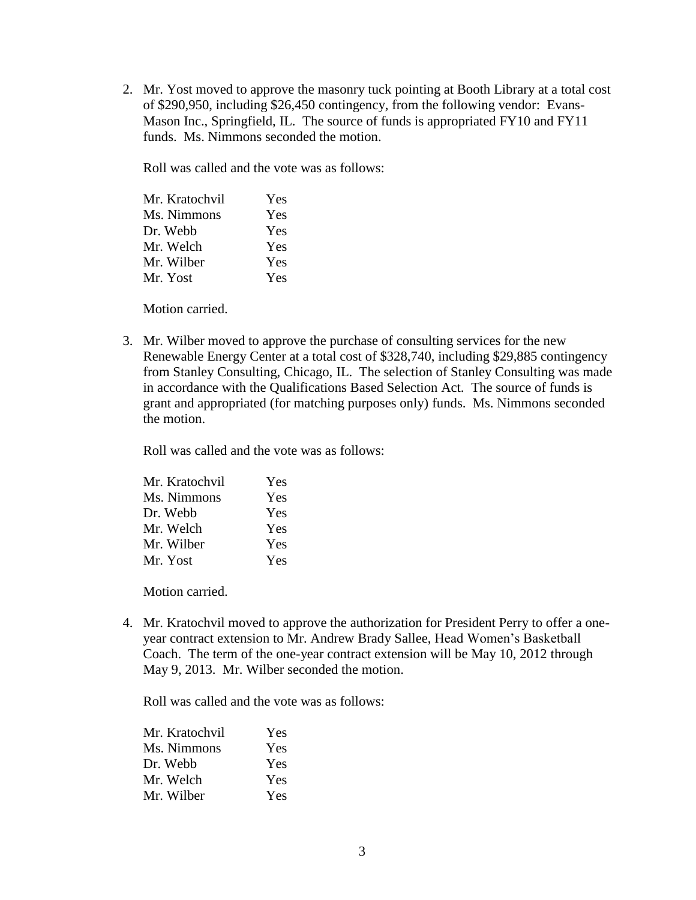2. Mr. Yost moved to approve the masonry tuck pointing at Booth Library at a total cost of $290,950, including $26,450 contingency, from the following vendor: Evans-Mason Inc., Springfield, IL. The source of funds is appropriated FY10 and FY11 funds. Ms. Nimmons seconded the motion.

   Roll was called and the vote was as follows:

   | | |
   |---|---|
   | Mr. Kratochvil | Yes |
   | Ms. Nimmons | Yes |
   | Dr. Webb | Yes |
   | Mr. Welch | Yes |
   | Mr. Wilber | Yes |
   | Mr. Yost | Yes |

   Motion carried.

3. Mr. Wilber moved to approve the purchase of consulting services for the new Renewable Energy Center at a total cost of $328,740, including $29,885 contingency from Stanley Consulting, Chicago, IL. The selection of Stanley Consulting was made in accordance with the Qualifications Based Selection Act. The source of funds is grant and appropriated (for matching purposes only) funds. Ms. Nimmons seconded the motion.

   Roll was called and the vote was as follows:

   | | |
   |---|---|
   | Mr. Kratochvil | Yes |
   | Ms. Nimmons | Yes |
   | Dr. Webb | Yes |
   | Mr. Welch | Yes |
   | Mr. Wilber | Yes |
   | Mr. Yost | Yes |

   Motion carried.

4. Mr. Kratochvil moved to approve the authorization for President Perry to offer a one-year contract extension to Mr. Andrew Brady Sallee, Head Women's Basketball Coach. The term of the one-year contract extension will be May 10, 2012 through May 9, 2013. Mr. Wilber seconded the motion.

   Roll was called and the vote was as follows:

   | | |
   |---|---|
   | Mr. Kratochvil | Yes |
   | Ms. Nimmons | Yes |
   | Dr. Webb | Yes |
   | Mr. Welch | Yes |
   | Mr. Wilber | Yes |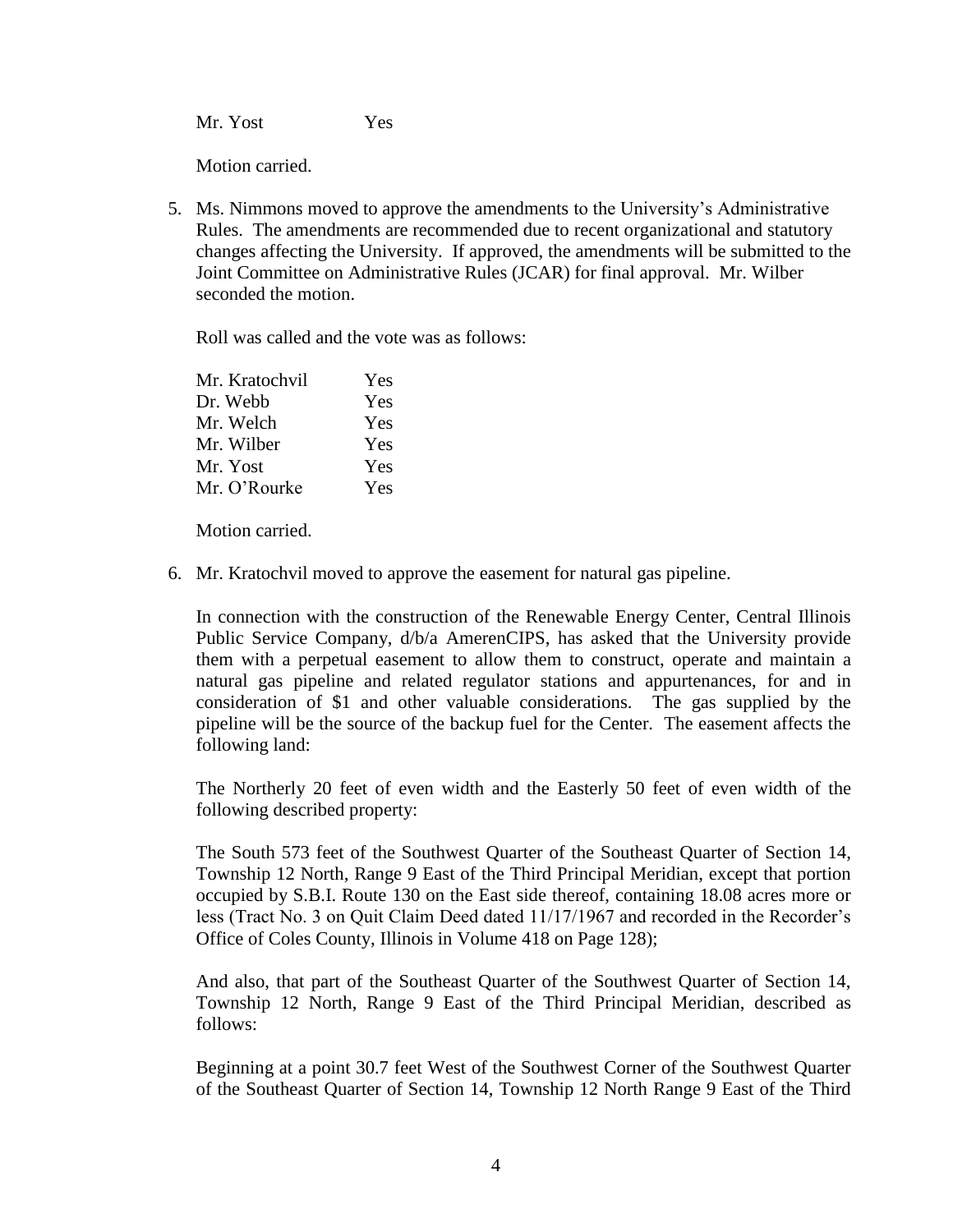| | |
|---|---|
| Mr. Yost | Yes |

Motion carried.

5. Ms. Nimmons moved to approve the amendments to the University's Administrative Rules. The amendments are recommended due to recent organizational and statutory changes affecting the University. If approved, the amendments will be submitted to the Joint Committee on Administrative Rules (JCAR) for final approval. Mr. Wilber seconded the motion.

   Roll was called and the vote was as follows:

   | | |
   |---|---|
   | Mr. Kratochvil | Yes |
   | Dr. Webb | Yes |
   | Mr. Welch | Yes |
   | Mr. Wilber | Yes |
   | Mr. Yost | Yes |
   | Mr. O'Rourke | Yes |

   Motion carried.

6. Mr. Kratochvil moved to approve the easement for natural gas pipeline.

   In connection with the construction of the Renewable Energy Center, Central Illinois Public Service Company, d/b/a AmerenCIPS, has asked that the University provide them with a perpetual easement to allow them to construct, operate and maintain a natural gas pipeline and related regulator stations and appurtenances, for and in consideration of $1 and other valuable considerations. The gas supplied by the pipeline will be the source of the backup fuel for the Center. The easement affects the following land:

   The Northerly 20 feet of even width and the Easterly 50 feet of even width of the following described property:

   The South 573 feet of the Southwest Quarter of the Southeast Quarter of Section 14, Township 12 North, Range 9 East of the Third Principal Meridian, except that portion occupied by S.B.I. Route 130 on the East side thereof, containing 18.08 acres more or less (Tract No. 3 on Quit Claim Deed dated 11/17/1967 and recorded in the Recorder's Office of Coles County, Illinois in Volume 418 on Page 128);

   And also, that part of the Southeast Quarter of the Southwest Quarter of Section 14, Township 12 North, Range 9 East of the Third Principal Meridian, described as follows:

   Beginning at a point 30.7 feet West of the Southwest Corner of the Southwest Quarter of the Southeast Quarter of Section 14, Township 12 North Range 9 East of the Third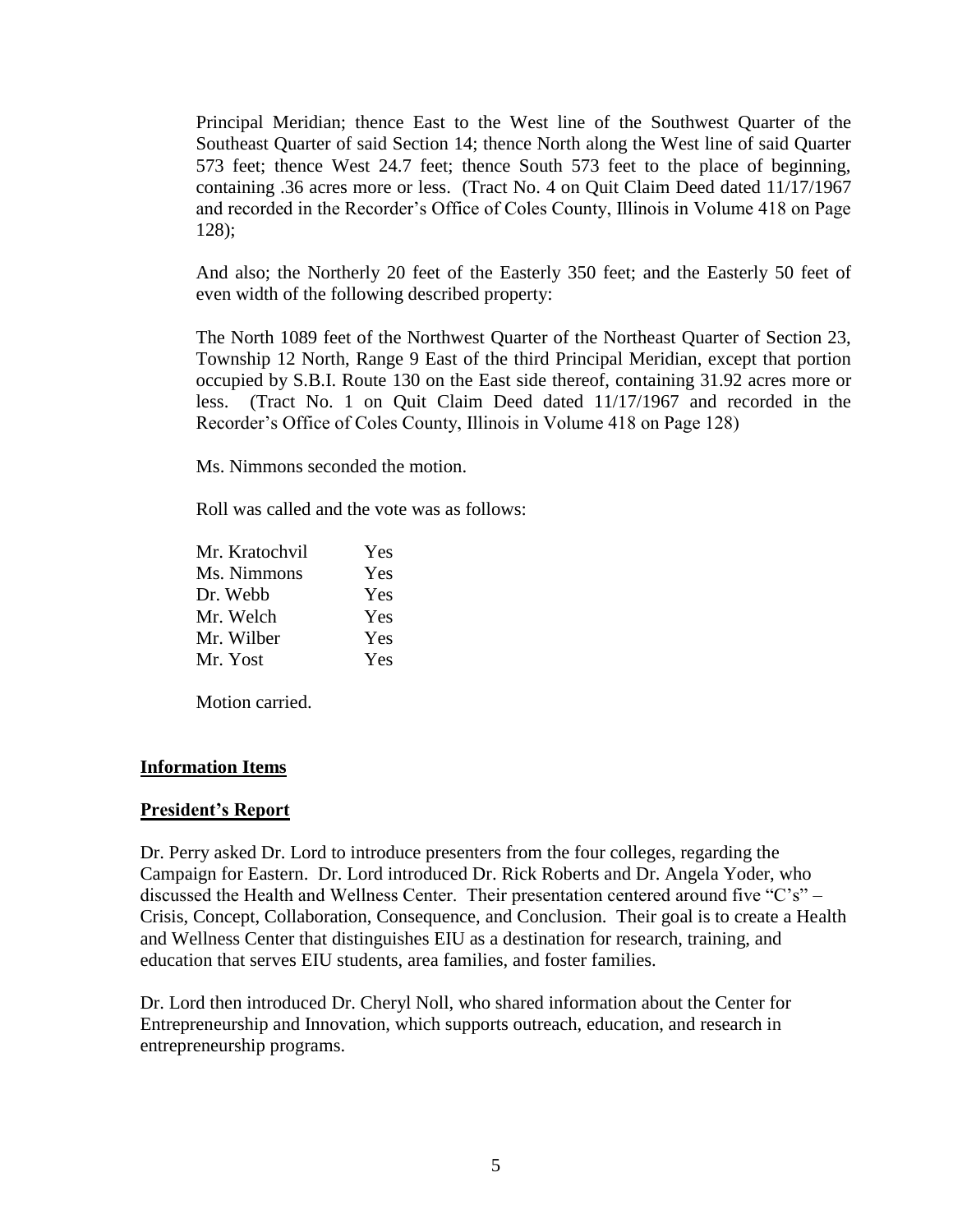Principal Meridian; thence East to the West line of the Southwest Quarter of the Southeast Quarter of said Section 14; thence North along the West line of said Quarter 573 feet; thence West 24.7 feet; thence South 573 feet to the place of beginning, containing .36 acres more or less. (Tract No. 4 on Quit Claim Deed dated 11/17/1967 and recorded in the Recorder's Office of Coles County, Illinois in Volume 418 on Page 128);

And also; the Northerly 20 feet of the Easterly 350 feet; and the Easterly 50 feet of even width of the following described property:

The North 1089 feet of the Northwest Quarter of the Northeast Quarter of Section 23, Township 12 North, Range 9 East of the third Principal Meridian, except that portion occupied by S.B.I. Route 130 on the East side thereof, containing 31.92 acres more or less. (Tract No. 1 on Quit Claim Deed dated 11/17/1967 and recorded in the Recorder's Office of Coles County, Illinois in Volume 418 on Page 128)

Ms. Nimmons seconded the motion.

Roll was called and the vote was as follows:

| | |
|---|---|
| Mr. Kratochvil | Yes |
| Ms. Nimmons | Yes |
| Dr. Webb | Yes |
| Mr. Welch | Yes |
| Mr. Wilber | Yes |
| Mr. Yost | Yes |

Motion carried.

**Information Items**

**President's Report**

Dr. Perry asked Dr. Lord to introduce presenters from the four colleges, regarding the Campaign for Eastern. Dr. Lord introduced Dr. Rick Roberts and Dr. Angela Yoder, who discussed the Health and Wellness Center. Their presentation centered around five "C's" – Crisis, Concept, Collaboration, Consequence, and Conclusion. Their goal is to create a Health and Wellness Center that distinguishes EIU as a destination for research, training, and education that serves EIU students, area families, and foster families.

Dr. Lord then introduced Dr. Cheryl Noll, who shared information about the Center for Entrepreneurship and Innovation, which supports outreach, education, and research in entrepreneurship programs.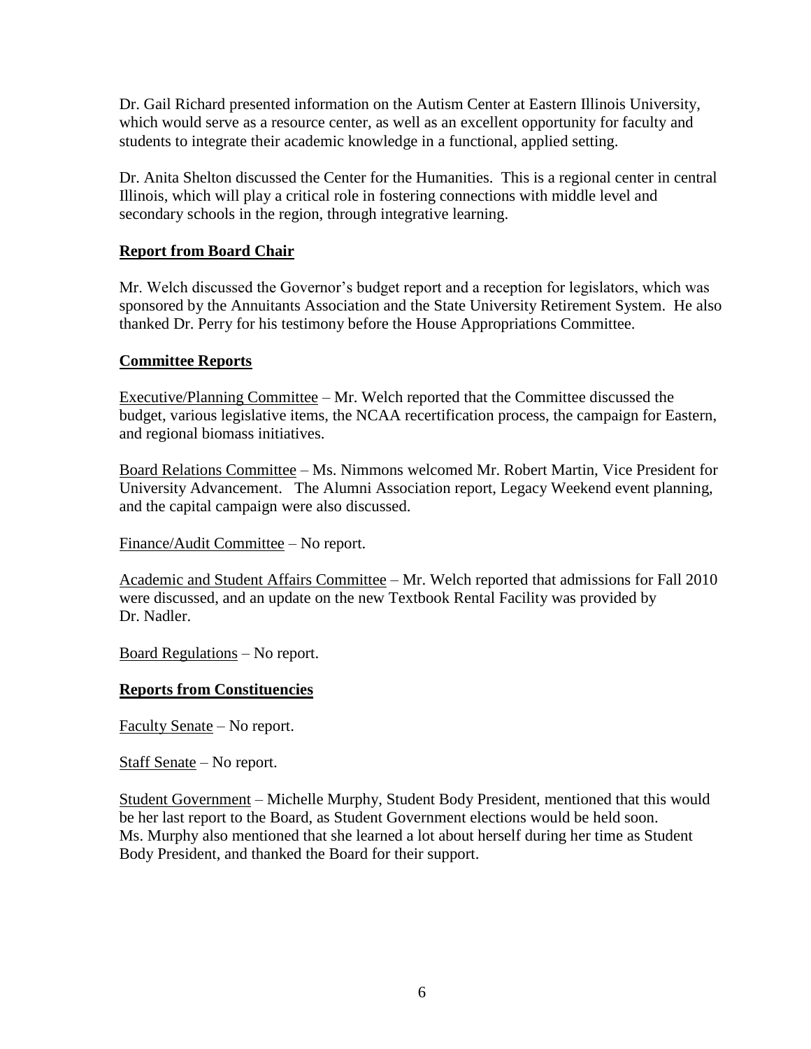Dr. Gail Richard presented information on the Autism Center at Eastern Illinois University, which would serve as a resource center, as well as an excellent opportunity for faculty and students to integrate their academic knowledge in a functional, applied setting.

Dr. Anita Shelton discussed the Center for the Humanities. This is a regional center in central Illinois, which will play a critical role in fostering connections with middle level and secondary schools in the region, through integrative learning.

## Report from Board Chair

Mr. Welch discussed the Governor's budget report and a reception for legislators, which was sponsored by the Annuitants Association and the State University Retirement System. He also thanked Dr. Perry for his testimony before the House Appropriations Committee.

## Committee Reports

Executive/Planning Committee – Mr. Welch reported that the Committee discussed the budget, various legislative items, the NCAA recertification process, the campaign for Eastern, and regional biomass initiatives.

Board Relations Committee – Ms. Nimmons welcomed Mr. Robert Martin, Vice President for University Advancement. The Alumni Association report, Legacy Weekend event planning, and the capital campaign were also discussed.

Finance/Audit Committee – No report.

Academic and Student Affairs Committee – Mr. Welch reported that admissions for Fall 2010 were discussed, and an update on the new Textbook Rental Facility was provided by Dr. Nadler.

Board Regulations – No report.

## Reports from Constituencies

Faculty Senate – No report.

Staff Senate – No report.

Student Government – Michelle Murphy, Student Body President, mentioned that this would be her last report to the Board, as Student Government elections would be held soon. Ms. Murphy also mentioned that she learned a lot about herself during her time as Student Body President, and thanked the Board for their support.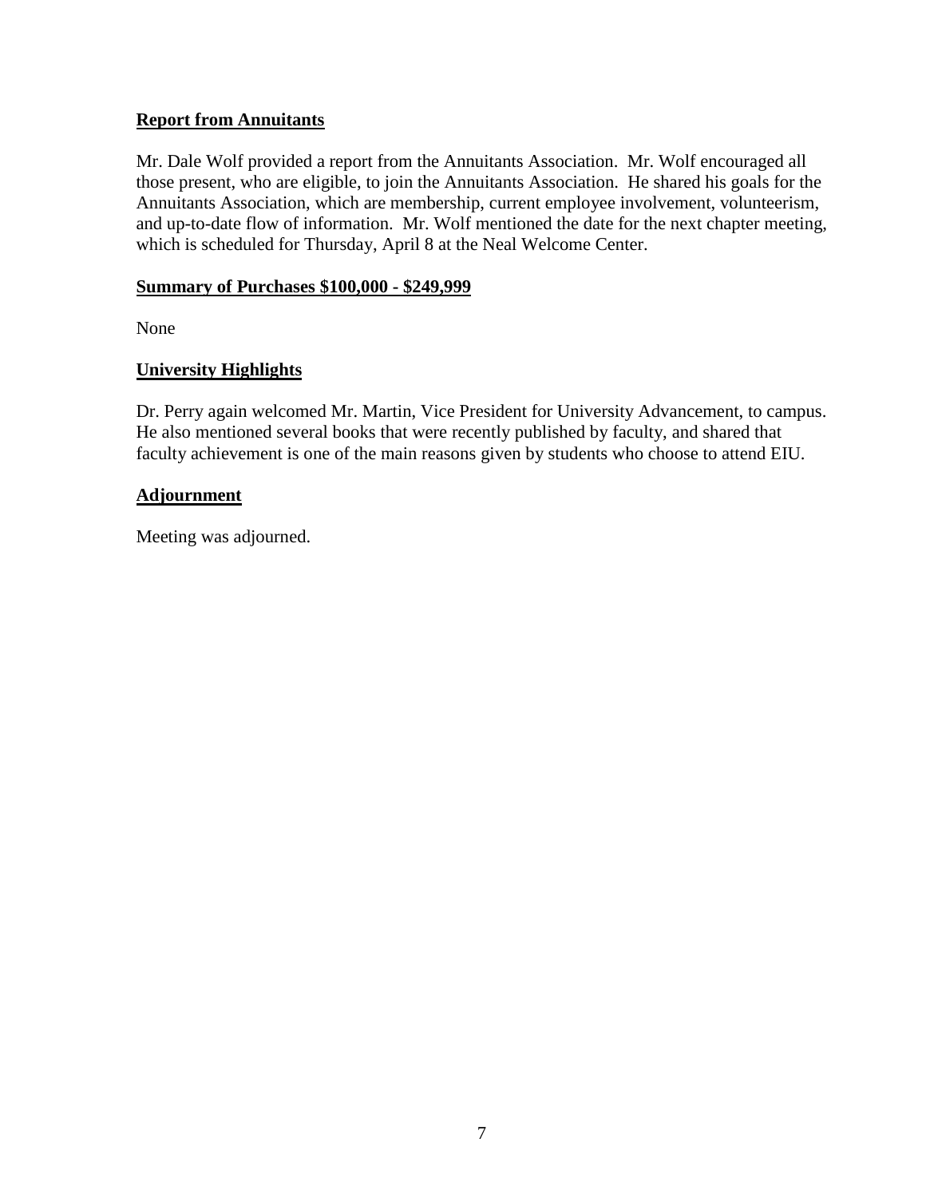**Report from Annuitants**

Mr. Dale Wolf provided a report from the Annuitants Association. Mr. Wolf encouraged all those present, who are eligible, to join the Annuitants Association. He shared his goals for the Annuitants Association, which are membership, current employee involvement, volunteerism, and up-to-date flow of information. Mr. Wolf mentioned the date for the next chapter meeting, which is scheduled for Thursday, April 8 at the Neal Welcome Center.

**Summary of Purchases $100,000 - $249,999**

None

**University Highlights**

Dr. Perry again welcomed Mr. Martin, Vice President for University Advancement, to campus. He also mentioned several books that were recently published by faculty, and shared that faculty achievement is one of the main reasons given by students who choose to attend EIU.

**Adjournment**

Meeting was adjourned.